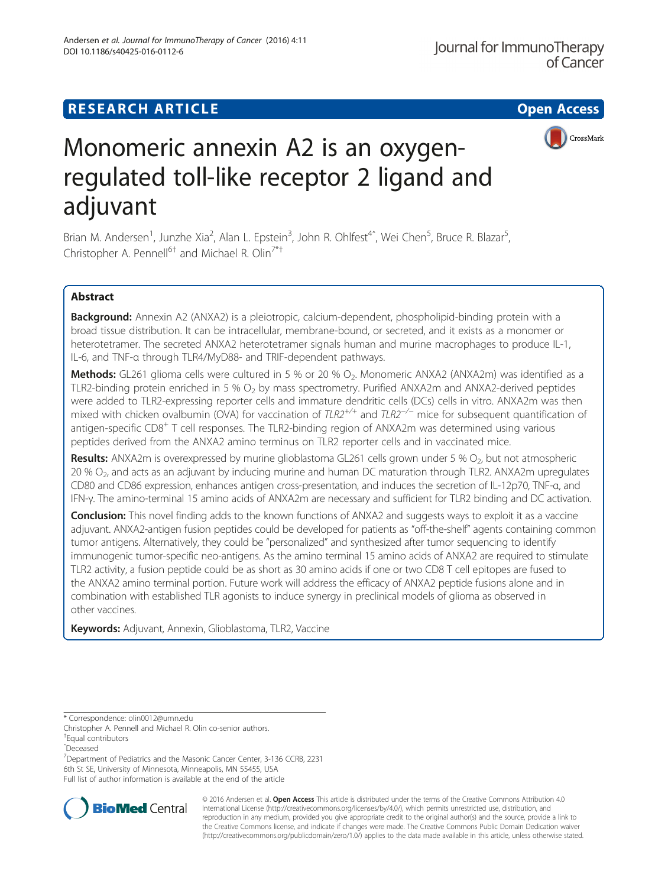**RESEARCH ARTICLE** **Open Access**

# Monomeric annexin A2 is an oxygen-regulated toll-like receptor 2 ligand and adjuvant

Brian M. Andersen[1], Junzhe Xia[2], Alan L. Epstein[3], John R. Ohlfest[4^], Wei Chen[5], Bruce R. Blazar[5], Christopher A. Pennell[6†] and Michael R. Olin[7*†]

## Abstract

**Background:** Annexin A2 (ANXA2) is a pleiotropic, calcium-dependent, phospholipid-binding protein with a broad tissue distribution. It can be intracellular, membrane-bound, or secreted, and it exists as a monomer or heterotetramer. The secreted ANXA2 heterotetramer signals human and murine macrophages to produce IL-1, IL-6, and TNF-α through TLR4/MyD88- and TRIF-dependent pathways.

**Methods:** GL261 glioma cells were cultured in 5 % or 20 % $O_2$. Monomeric ANXA2 (ANXA2m) was identified as a TLR2-binding protein enriched in 5 % $O_2$ by mass spectrometry. Purified ANXA2m and ANXA2-derived peptides were added to TLR2-expressing reporter cells and immature dendritic cells (DCs) cells in vitro. ANXA2m was then mixed with chicken ovalbumin (OVA) for vaccination of $TLR2^{+/+}$ and $TLR2^{-/-}$ mice for subsequent quantification of antigen-specific $CD8^+$ T cell responses. The TLR2-binding region of ANXA2m was determined using various peptides derived from the ANXA2 amino terminus on TLR2 reporter cells and in vaccinated mice.

**Results:** ANXA2m is overexpressed by murine glioblastoma GL261 cells grown under 5 % $O_2$, but not atmospheric 20 % $O_2$, and acts as an adjuvant by inducing murine and human DC maturation through TLR2. ANXA2m upregulates CD80 and CD86 expression, enhances antigen cross-presentation, and induces the secretion of IL-12p70, TNF-α, and IFN-γ. The amino-terminal 15 amino acids of ANXA2m are necessary and sufficient for TLR2 binding and DC activation.

**Conclusion:** This novel finding adds to the known functions of ANXA2 and suggests ways to exploit it as a vaccine adjuvant. ANXA2-antigen fusion peptides could be developed for patients as "off-the-shelf" agents containing common tumor antigens. Alternatively, they could be "personalized" and synthesized after tumor sequencing to identify immunogenic tumor-specific neo-antigens. As the amino terminal 15 amino acids of ANXA2 are required to stimulate TLR2 activity, a fusion peptide could be as short as 30 amino acids if one or two CD8 T cell epitopes are fused to the ANXA2 amino terminal portion. Future work will address the efficacy of ANXA2 peptide fusions alone and in combination with established TLR agonists to induce synergy in preclinical models of glioma as observed in other vaccines.

**Keywords:** Adjuvant, Annexin, Glioblastoma, TLR2, Vaccine

\* Correspondence: olin0012@umn.edu
Christopher A. Pennell and Michael R. Olin co-senior authors.
†Equal contributors
^Deceased
[7]Department of Pediatrics and the Masonic Cancer Center, 3-136 CCRB, 2231 6th St SE, University of Minnesota, Minneapolis, MN 55455, USA
Full list of author information is available at the end of the article

© 2016 Andersen et al. **Open Access** This article is distributed under the terms of the Creative Commons Attribution 4.0 International License (http://creativecommons.org/licenses/by/4.0/), which permits unrestricted use, distribution, and reproduction in any medium, provided you give appropriate credit to the original author(s) and the source, provide a link to the Creative Commons license, and indicate if changes were made. The Creative Commons Public Domain Dedication waiver (http://creativecommons.org/publicdomain/zero/1.0/) applies to the data made available in this article, unless otherwise stated.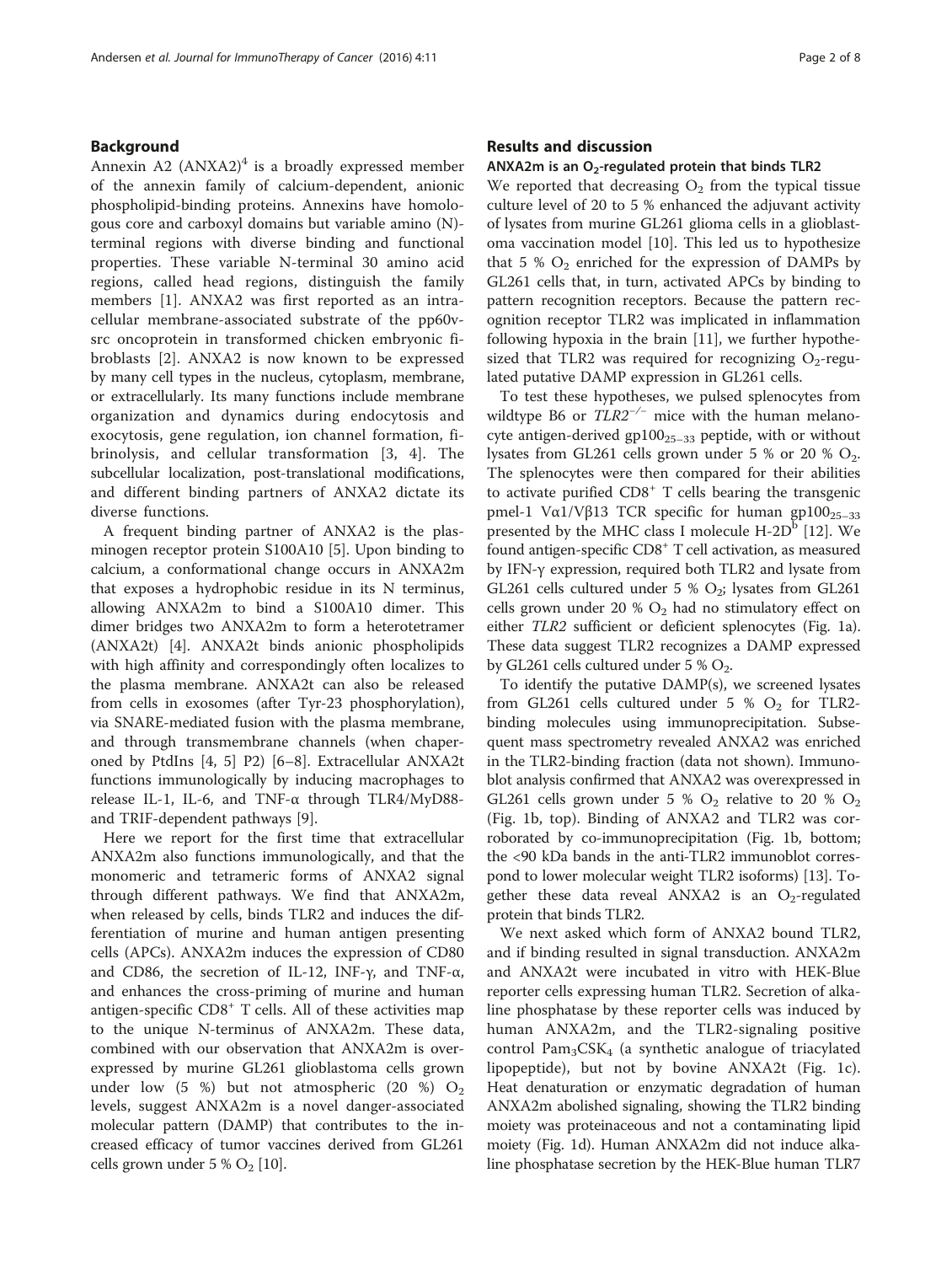## Background

Annexin A2 (ANXA2)[4] is a broadly expressed member of the annexin family of calcium-dependent, anionic phospholipid-binding proteins. Annexins have homologous core and carboxyl domains but variable amino (N)-terminal regions with diverse binding and functional properties. These variable N-terminal 30 amino acid regions, called head regions, distinguish the family members [1]. ANXA2 was first reported as an intracellular membrane-associated substrate of the pp60v-src oncoprotein in transformed chicken embryonic fibroblasts [2]. ANXA2 is now known to be expressed by many cell types in the nucleus, cytoplasm, membrane, or extracellularly. Its many functions include membrane organization and dynamics during endocytosis and exocytosis, gene regulation, ion channel formation, fibrinolysis, and cellular transformation [3, 4]. The subcellular localization, post-translational modifications, and different binding partners of ANXA2 dictate its diverse functions.

A frequent binding partner of ANXA2 is the plasminogen receptor protein S100A10 [5]. Upon binding to calcium, a conformational change occurs in ANXA2m that exposes a hydrophobic residue in its N terminus, allowing ANXA2m to bind a S100A10 dimer. This dimer bridges two ANXA2m to form a heterotetramer (ANXA2t) [4]. ANXA2t binds anionic phospholipids with high affinity and correspondingly often localizes to the plasma membrane. ANXA2t can also be released from cells in exosomes (after Tyr-23 phosphorylation), via SNARE-mediated fusion with the plasma membrane, and through transmembrane channels (when chaperoned by PtdIns [4, 5] P2) [6–8]. Extracellular ANXA2t functions immunologically by inducing macrophages to release IL-1, IL-6, and TNF-α through TLR4/MyD88- and TRIF-dependent pathways [9].

Here we report for the first time that extracellular ANXA2m also functions immunologically, and that the monomeric and tetrameric forms of ANXA2 signal through different pathways. We find that ANXA2m, when released by cells, binds TLR2 and induces the differentiation of murine and human antigen presenting cells (APCs). ANXA2m induces the expression of CD80 and CD86, the secretion of IL-12, INF-γ, and TNF-α, and enhances the cross-priming of murine and human antigen-specific $CD8^+$ T cells. All of these activities map to the unique N-terminus of ANXA2m. These data, combined with our observation that ANXA2m is overexpressed by murine GL261 glioblastoma cells grown under low (5 %) but not atmospheric (20 %) $O_2$ levels, suggest ANXA2m is a novel danger-associated molecular pattern (DAMP) that contributes to the increased efficacy of tumor vaccines derived from GL261 cells grown under 5 % $O_2$ [10].

## Results and discussion

### ANXA2m is an $O_2$-regulated protein that binds TLR2

We reported that decreasing $O_2$ from the typical tissue culture level of 20 to 5 % enhanced the adjuvant activity of lysates from murine GL261 glioma cells in a glioblastoma vaccination model [10]. This led us to hypothesize that 5 % $O_2$ enriched for the expression of DAMPs by GL261 cells that, in turn, activated APCs by binding to pattern recognition receptors. Because the pattern recognition receptor TLR2 was implicated in inflammation following hypoxia in the brain [11], we further hypothesized that TLR2 was required for recognizing $O_2$-regulated putative DAMP expression in GL261 cells.

To test these hypotheses, we pulsed splenocytes from wildtype B6 or *TLR2*$^{-/-}$ mice with the human melanocyte antigen-derived $gp100_{25-33}$ peptide, with or without lysates from GL261 cells grown under 5 % or 20 % $O_2$. The splenocytes were then compared for their abilities to activate purified $CD8^+$ T cells bearing the transgenic pmel-1 Vα1/Vβ13 TCR specific for human $gp100_{25-33}$ presented by the MHC class I molecule H-$2D^b$ [12]. We found antigen-specific $CD8^+$ T cell activation, as measured by IFN-γ expression, required both TLR2 and lysate from GL261 cells cultured under 5 % $O_2$; lysates from GL261 cells grown under 20 % $O_2$ had no stimulatory effect on either *TLR2* sufficient or deficient splenocytes (Fig. 1a). These data suggest TLR2 recognizes a DAMP expressed by GL261 cells cultured under 5 % $O_2$.

To identify the putative DAMP(s), we screened lysates from GL261 cells cultured under 5 % $O_2$ for TLR2-binding molecules using immunoprecipitation. Subsequent mass spectrometry revealed ANXA2 was enriched in the TLR2-binding fraction (data not shown). Immunoblot analysis confirmed that ANXA2 was overexpressed in GL261 cells grown under 5 % $O_2$ relative to 20 % $O_2$ (Fig. 1b, top). Binding of ANXA2 and TLR2 was corroborated by co-immunoprecipitation (Fig. 1b, bottom; the <90 kDa bands in the anti-TLR2 immunoblot correspond to lower molecular weight TLR2 isoforms) [13]. Together these data reveal ANXA2 is an $O_2$-regulated protein that binds TLR2.

We next asked which form of ANXA2 bound TLR2, and if binding resulted in signal transduction. ANXA2m and ANXA2t were incubated in vitro with HEK-Blue reporter cells expressing human TLR2. Secretion of alkaline phosphatase by these reporter cells was induced by human ANXA2m, and the TLR2-signaling positive control $Pam_3CSK_4$ (a synthetic analogue of triacylated lipopeptide), but not by bovine ANXA2t (Fig. 1c). Heat denaturation or enzymatic degradation of human ANXA2m abolished signaling, showing the TLR2 binding moiety was proteinaceous and not a contaminating lipid moiety (Fig. 1d). Human ANXA2m did not induce alkaline phosphatase secretion by the HEK-Blue human TLR7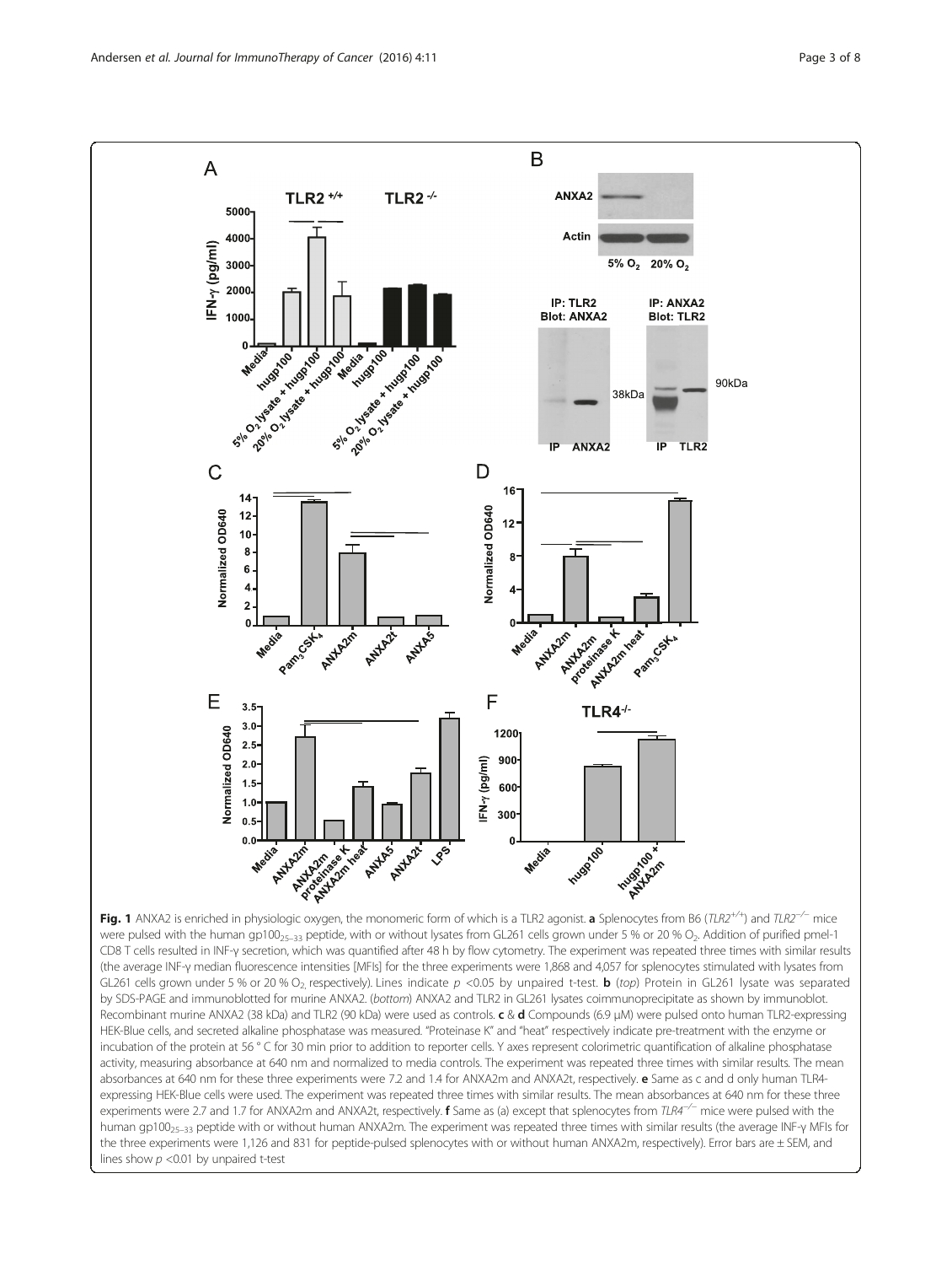**Fig. 1** ANXA2 is enriched in physiologic oxygen, the monomeric form of which is a TLR2 agonist. **a** Splenocytes from B6 (*TLR2*$^{+/+}$) and *TLR2*$^{-/-}$ mice were pulsed with the human gp100$_{25-33}$ peptide, with or without lysates from GL261 cells grown under 5 % or 20 % $O_2$. Addition of purified pmel-1 CD8 T cells resulted in INF-γ secretion, which was quantified after 48 h by flow cytometry. The experiment was repeated three times with similar results (the average INF-γ median fluorescence intensities [MFIs] for the three experiments were 1,868 and 4,057 for splenocytes stimulated with lysates from GL261 cells grown under 5 % or 20 % $O_2$, respectively). Lines indicate $p < 0.05$ by unpaired t-test. **b** (*top*) Protein in GL261 lysate was separated by SDS-PAGE and immunoblotted for murine ANXA2. (*bottom*) ANXA2 and TLR2 in GL261 lysates coimmunoprecipitate as shown by immunoblot. Recombinant murine ANXA2 (38 kDa) and TLR2 (90 kDa) were used as controls. **c** & **d** Compounds (6.9 μM) were pulsed onto human TLR2-expressing HEK-Blue cells, and secreted alkaline phosphatase was measured. "Proteinase K" and "heat" respectively indicate pre-treatment with the enzyme or incubation of the protein at 56 ° C for 30 min prior to addition to reporter cells. Y axes represent colorimetric quantification of alkaline phosphatase activity, measuring absorbance at 640 nm and normalized to media controls. The experiment was repeated three times with similar results. The mean absorbances at 640 nm for these three experiments were 7.2 and 1.4 for ANXA2m and ANXA2t, respectively. **e** Same as c and d only human TLR4-expressing HEK-Blue cells were used. The experiment was repeated three times with similar results. The mean absorbances at 640 nm for these three experiments were 2.7 and 1.7 for ANXA2m and ANXA2t, respectively. **f** Same as (a) except that splenocytes from *TLR4*$^{-/-}$ mice were pulsed with the human gp100$_{25-33}$ peptide with or without human ANXA2m. The experiment was repeated three times with similar results (the average INF-γ MFIs for the three experiments were 1,126 and 831 for peptide-pulsed splenocytes with or without human ANXA2m, respectively). Error bars are ± SEM, and lines show $p < 0.01$ by unpaired t-test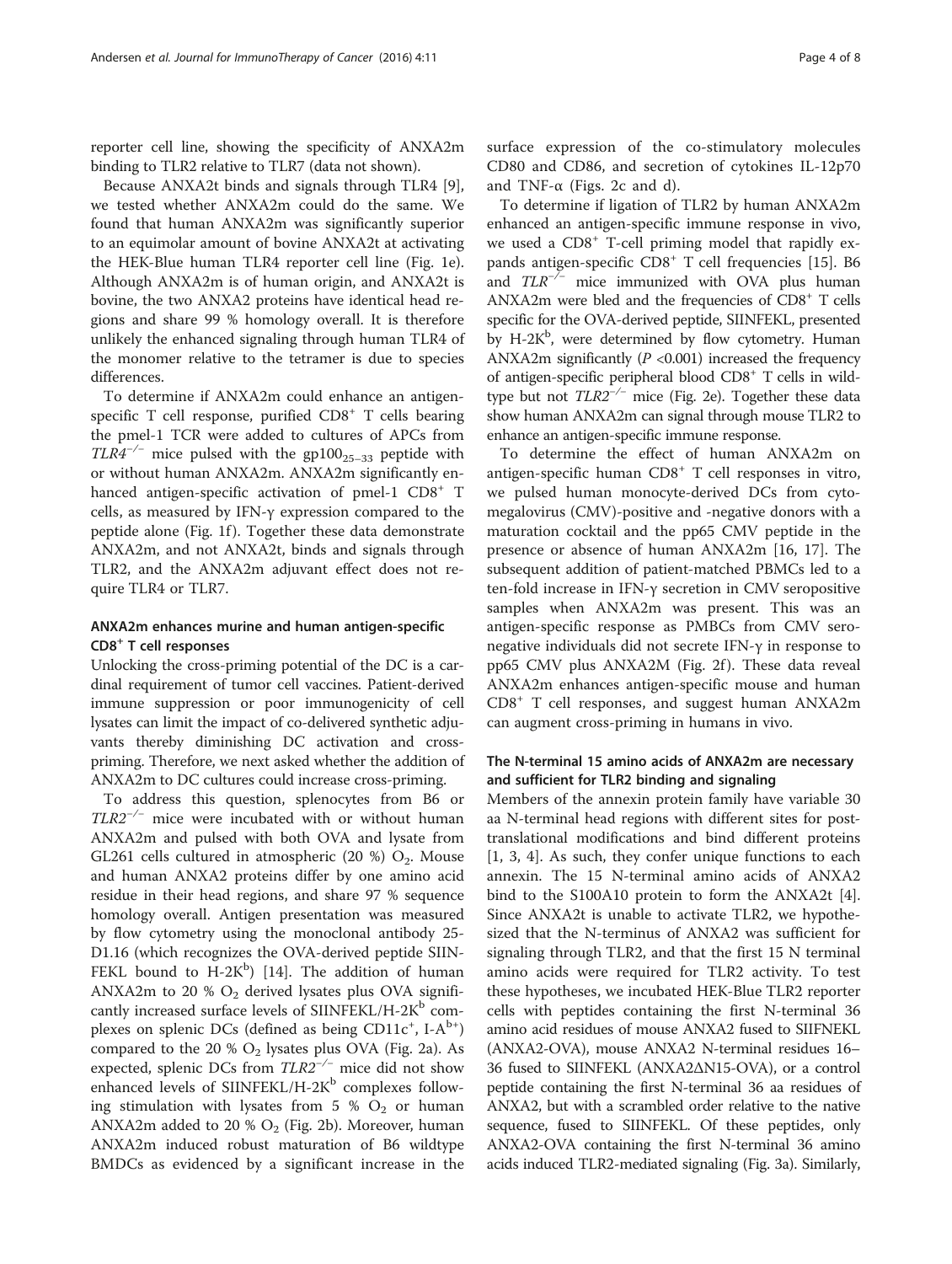reporter cell line, showing the specificity of ANXA2m binding to TLR2 relative to TLR7 (data not shown).

Because ANXA2t binds and signals through TLR4 [9], we tested whether ANXA2m could do the same. We found that human ANXA2m was significantly superior to an equimolar amount of bovine ANXA2t at activating the HEK-Blue human TLR4 reporter cell line (Fig. 1e). Although ANXA2m is of human origin, and ANXA2t is bovine, the two ANXA2 proteins have identical head regions and share 99 % homology overall. It is therefore unlikely the enhanced signaling through human TLR4 of the monomer relative to the tetramer is due to species differences.

To determine if ANXA2m could enhance an antigen-specific T cell response, purified $CD8^+$ T cells bearing the pmel-1 TCR were added to cultures of APCs from $TLR4^{-/-}$ mice pulsed with the $gp100_{25-33}$ peptide with or without human ANXA2m. ANXA2m significantly enhanced antigen-specific activation of pmel-1 $CD8^+$ T cells, as measured by IFN-γ expression compared to the peptide alone (Fig. 1f). Together these data demonstrate ANXA2m, and not ANXA2t, binds and signals through TLR2, and the ANXA2m adjuvant effect does not require TLR4 or TLR7.

## ANXA2m enhances murine and human antigen-specific $CD8^+$ T cell responses

Unlocking the cross-priming potential of the DC is a cardinal requirement of tumor cell vaccines. Patient-derived immune suppression or poor immunogenicity of cell lysates can limit the impact of co-delivered synthetic adjuvants thereby diminishing DC activation and cross-priming. Therefore, we next asked whether the addition of ANXA2m to DC cultures could increase cross-priming.

To address this question, splenocytes from B6 or $TLR2^{-/-}$ mice were incubated with or without human ANXA2m and pulsed with both OVA and lysate from GL261 cells cultured in atmospheric (20 %) $O_2$. Mouse and human ANXA2 proteins differ by one amino acid residue in their head regions, and share 97 % sequence homology overall. Antigen presentation was measured by flow cytometry using the monoclonal antibody 25-D1.16 (which recognizes the OVA-derived peptide SIINFEKL bound to $H\text{-}2K^b$) [14]. The addition of human ANXA2m to 20 % $O_2$ derived lysates plus OVA significantly increased surface levels of SIINFEKL/$H\text{-}2K^b$ complexes on splenic DCs (defined as being $CD11c^+$, $I\text{-}A^{b+}$) compared to the 20 % $O_2$ lysates plus OVA (Fig. 2a). As expected, splenic DCs from $TLR2^{-/-}$ mice did not show enhanced levels of SIINFEKL/$H\text{-}2K^b$ complexes following stimulation with lysates from 5 % $O_2$ or human ANXA2m added to 20 % $O_2$ (Fig. 2b). Moreover, human ANXA2m induced robust maturation of B6 wildtype BMDCs as evidenced by a significant increase in the surface expression of the co-stimulatory molecules CD80 and CD86, and secretion of cytokines IL-12p70 and TNF-α (Figs. 2c and d).

To determine if ligation of TLR2 by human ANXA2m enhanced an antigen-specific immune response in vivo, we used a $CD8^+$ T-cell priming model that rapidly expands antigen-specific $CD8^+$ T cell frequencies [15]. B6 and $TLR^{-/-}$ mice immunized with OVA plus human ANXA2m were bled and the frequencies of $CD8^+$ T cells specific for the OVA-derived peptide, SIINFEKL, presented by $H\text{-}2K^b$, were determined by flow cytometry. Human ANXA2m significantly ($P < 0.001$) increased the frequency of antigen-specific peripheral blood $CD8^+$ T cells in wild-type but not $TLR2^{-/-}$ mice (Fig. 2e). Together these data show human ANXA2m can signal through mouse TLR2 to enhance an antigen-specific immune response.

To determine the effect of human ANXA2m on antigen-specific human $CD8^+$ T cell responses in vitro, we pulsed human monocyte-derived DCs from cytomegalovirus (CMV)-positive and -negative donors with a maturation cocktail and the pp65 CMV peptide in the presence or absence of human ANXA2m [16, 17]. The subsequent addition of patient-matched PBMCs led to a ten-fold increase in IFN-γ secretion in CMV seropositive samples when ANXA2m was present. This was an antigen-specific response as PMBCs from CMV seronegative individuals did not secrete IFN-γ in response to pp65 CMV plus ANXA2M (Fig. 2f). These data reveal ANXA2m enhances antigen-specific mouse and human $CD8^+$ T cell responses, and suggest human ANXA2m can augment cross-priming in humans in vivo.

## The N-terminal 15 amino acids of ANXA2m are necessary and sufficient for TLR2 binding and signaling

Members of the annexin protein family have variable 30 aa N-terminal head regions with different sites for post-translational modifications and bind different proteins [1, 3, 4]. As such, they confer unique functions to each annexin. The 15 N-terminal amino acids of ANXA2 bind to the S100A10 protein to form the ANXA2t [4]. Since ANXA2t is unable to activate TLR2, we hypothesized that the N-terminus of ANXA2 was sufficient for signaling through TLR2, and that the first 15 N terminal amino acids were required for TLR2 activity. To test these hypotheses, we incubated HEK-Blue TLR2 reporter cells with peptides containing the first N-terminal 36 amino acid residues of mouse ANXA2 fused to SIIFNEKL (ANXA2-OVA), mouse ANXA2 N-terminal residues 16–36 fused to SIINFEKL (ANXA2ΔN15-OVA), or a control peptide containing the first N-terminal 36 aa residues of ANXA2, but with a scrambled order relative to the native sequence, fused to SIINFEKL. Of these peptides, only ANXA2-OVA containing the first N-terminal 36 amino acids induced TLR2-mediated signaling (Fig. 3a). Similarly,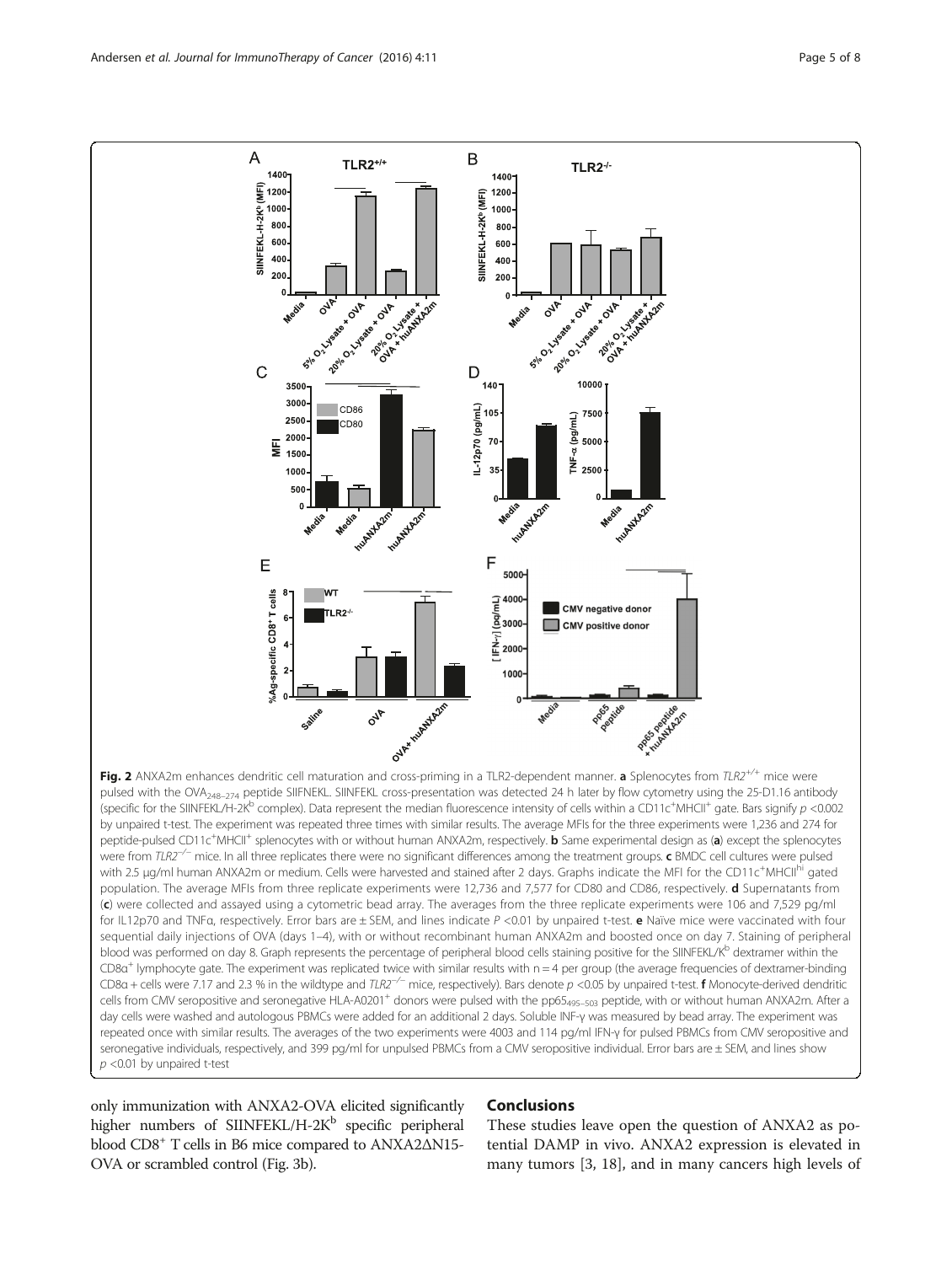**Fig. 2** ANXA2m enhances dendritic cell maturation and cross-priming in a TLR2-dependent manner. **a** Splenocytes from $TLR2^{+/+}$ mice were pulsed with the $OVA_{248-274}$ peptide SIIFNEKL. SIINFEKL cross-presentation was detected 24 h later by flow cytometry using the 25-D1.16 antibody (specific for the SIINFEKL/H-2K$^{b}$ complex). Data represent the median fluorescence intensity of cells within a CD11c$^{+}$MHCII$^{+}$ gate. Bars signify $p$ <0.002 by unpaired t-test. The experiment was repeated three times with similar results. The average MFIs for the three experiments were 1,236 and 274 for peptide-pulsed CD11c$^{+}$MHCII$^{+}$ splenocytes with or without human ANXA2m, respectively. **b** Same experimental design as (**a**) except the splenocytes were from $TLR2^{-/-}$ mice. In all three replicates there were no significant differences among the treatment groups. **c** BMDC cell cultures were pulsed with 2.5 μg/ml human ANXA2m or medium. Cells were harvested and stained after 2 days. Graphs indicate the MFI for the CD11c$^{+}$MHCII$^{hi}$ gated population. The average MFIs from three replicate experiments were 12,736 and 7,577 for CD80 and CD86, respectively. **d** Supernatants from (**c**) were collected and assayed using a cytometric bead array. The averages from the three replicate experiments were 106 and 7,529 pg/ml for IL12p70 and TNFα, respectively. Error bars are ± SEM, and lines indicate $P$ <0.01 by unpaired t-test. **e** Naïve mice were vaccinated with four sequential daily injections of OVA (days 1–4), with or without recombinant human ANXA2m and boosted once on day 7. Staining of peripheral blood was performed on day 8. Graph represents the percentage of peripheral blood cells staining positive for the SIINFEKL/K$^{b}$ dextramer within the CD8α$^{+}$ lymphocyte gate. The experiment was replicated twice with similar results with n = 4 per group (the average frequencies of dextramer-binding CD8α + cells were 7.17 and 2.3 % in the wildtype and $TLR2^{-/-}$ mice, respectively). Bars denote $p$ <0.05 by unpaired t-test. **f** Monocyte-derived dendritic cells from CMV seropositive and seronegative HLA-A0201$^{+}$ donors were pulsed with the $pp65_{495-503}$ peptide, with or without human ANXA2m. After a day cells were washed and autologous PBMCs were added for an additional 2 days. Soluble INF-γ was measured by bead array. The experiment was repeated once with similar results. The averages of the two experiments were 4003 and 114 pg/ml IFN-γ for pulsed PBMCs from CMV seropositive and seronegative individuals, respectively, and 399 pg/ml for unpulsed PBMCs from a CMV seropositive individual. Error bars are ± SEM, and lines show $p$ <0.01 by unpaired t-test

only immunization with ANXA2-OVA elicited significantly higher numbers of SIINFEKL/H-2K$^{b}$ specific peripheral blood CD8$^{+}$ T cells in B6 mice compared to ANXA2ΔN15-OVA or scrambled control (Fig. 3b).

## Conclusions

These studies leave open the question of ANXA2 as potential DAMP in vivo. ANXA2 expression is elevated in many tumors [3, 18], and in many cancers high levels of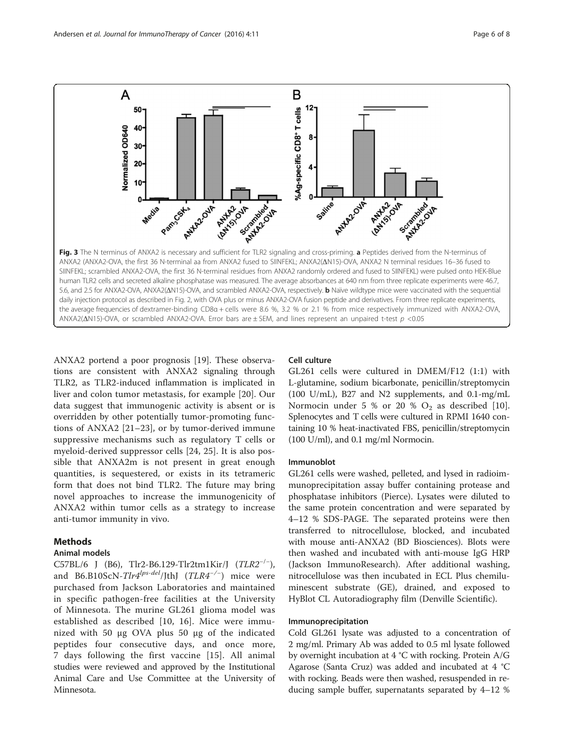**Fig. 3** The N terminus of ANXA2 is necessary and sufficient for TLR2 signaling and cross-priming. **a** Peptides derived from the N-terminus of ANXA2 (ANXA2-OVA, the first 36 N-terminal aa from ANXA2 fused to SIINFEKL; ANXA2(ΔN15)-OVA, ANXA2 N terminal residues 16–36 fused to SIINFEKL; scrambled ANXA2-OVA, the first 36 N-terminal residues from ANXA2 randomly ordered and fused to SIINFEKL) were pulsed onto HEK-Blue human TLR2 cells and secreted alkaline phosphatase was measured. The average absorbances at 640 nm from three replicate experiments were 46.7, 5.6, and 2.5 for ANXA2-OVA, ANXA2(ΔN15)-OVA, and scrambled ANXA2-OVA, respectively. **b** Naïve wildtype mice were vaccinated with the sequential daily injection protocol as described in Fig. 2, with OVA plus or minus ANXA2-OVA fusion peptide and derivatives. From three replicate experiments, the average frequencies of dextramer-binding CD8α + cells were 8.6 %, 3.2 % or 2.1 % from mice respectively immunized with ANXA2-OVA, ANXA2(ΔN15)-OVA, or scrambled ANXA2-OVA. Error bars are ± SEM, and lines represent an unpaired t-test $p < 0.05$

ANXA2 portend a poor prognosis [19]. These observations are consistent with ANXA2 signaling through TLR2, as TLR2-induced inflammation is implicated in liver and colon tumor metastasis, for example [20]. Our data suggest that immunogenic activity is absent or is overridden by other potentially tumor-promoting functions of ANXA2 [21–23], or by tumor-derived immune suppressive mechanisms such as regulatory T cells or myeloid-derived suppressor cells [24, 25]. It is also possible that ANXA2m is not present in great enough quantities, is sequestered, or exists in its tetrameric form that does not bind TLR2. The future may bring novel approaches to increase the immunogenicity of ANXA2 within tumor cells as a strategy to increase anti-tumor immunity in vivo.

## Methods

### Animal models

C57BL/6 J (B6), Tlr2-B6.129-Tlr2tm1Kir/J (*TLR2*$^{-/-}$), and B6.B10ScN-*Tlr4*$^{lps-del}$/JthJ (*TLR4*$^{-/-}$) mice were purchased from Jackson Laboratories and maintained in specific pathogen-free facilities at the University of Minnesota. The murine GL261 glioma model was established as described [10, 16]. Mice were immunized with 50 μg OVA plus 50 μg of the indicated peptides four consecutive days, and once more, 7 days following the first vaccine [15]. All animal studies were reviewed and approved by the Institutional Animal Care and Use Committee at the University of Minnesota.

### Cell culture

GL261 cells were cultured in DMEM/F12 (1:1) with L-glutamine, sodium bicarbonate, penicillin/streptomycin (100 U/mL), B27 and N2 supplements, and 0.1-mg/mL Normocin under 5 % or 20 % $O_2$ as described [10]. Splenocytes and T cells were cultured in RPMI 1640 containing 10 % heat-inactivated FBS, penicillin/streptomycin (100 U/ml), and 0.1 mg/ml Normocin.

### Immunoblot

GL261 cells were washed, pelleted, and lysed in radioimmunoprecipitation assay buffer containing protease and phosphatase inhibitors (Pierce). Lysates were diluted to the same protein concentration and were separated by 4–12 % SDS-PAGE. The separated proteins were then transferred to nitrocellulose, blocked, and incubated with mouse anti-ANXA2 (BD Biosciences). Blots were then washed and incubated with anti-mouse IgG HRP (Jackson ImmunoResearch). After additional washing, nitrocellulose was then incubated in ECL Plus chemiluminescent substrate (GE), drained, and exposed to HyBlot CL Autoradiography film (Denville Scientific).

### Immunoprecipitation

Cold GL261 lysate was adjusted to a concentration of 2 mg/ml. Primary Ab was added to 0.5 ml lysate followed by overnight incubation at 4 °C with rocking. Protein A/G Agarose (Santa Cruz) was added and incubated at 4 °C with rocking. Beads were then washed, resuspended in reducing sample buffer, supernatants separated by 4–12 %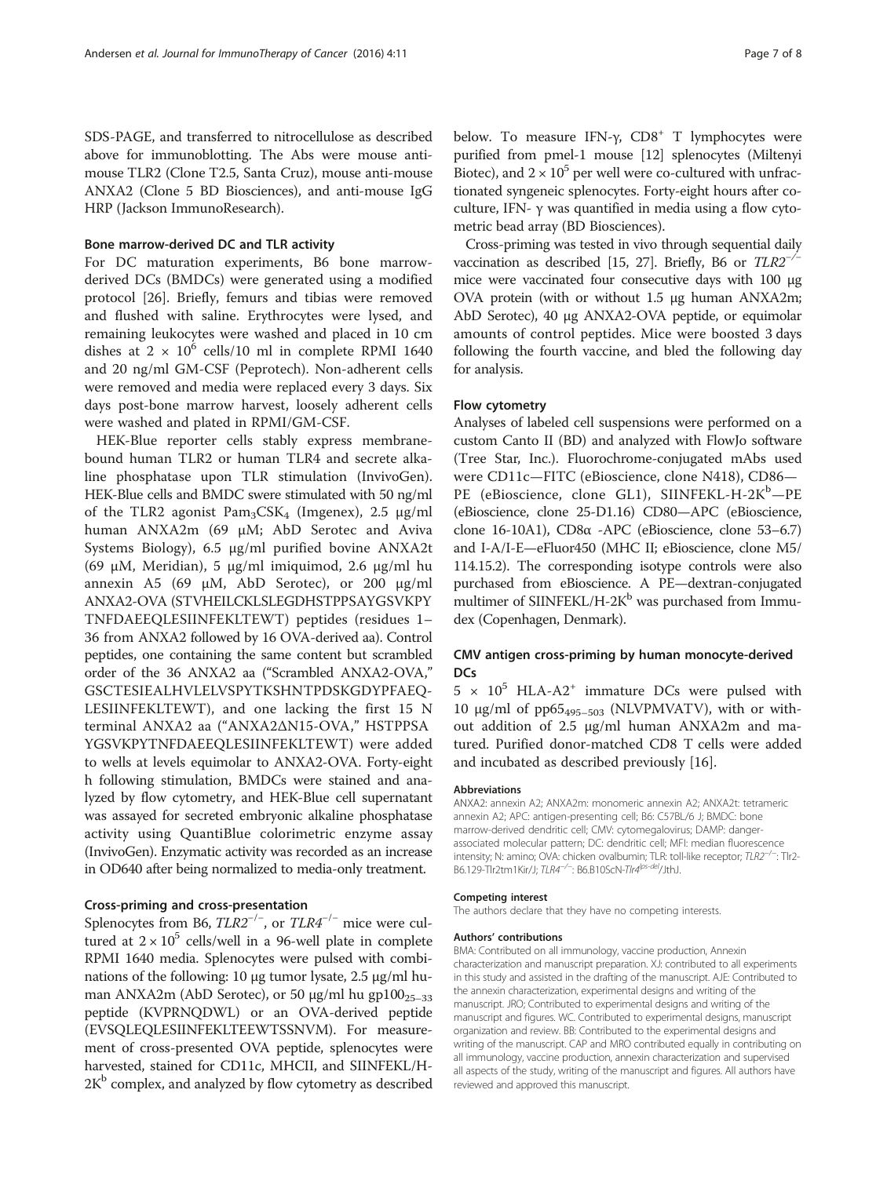SDS-PAGE, and transferred to nitrocellulose as described above for immunoblotting. The Abs were mouse anti-mouse TLR2 (Clone T2.5, Santa Cruz), mouse anti-mouse ANXA2 (Clone 5 BD Biosciences), and anti-mouse IgG HRP (Jackson ImmunoResearch).

### Bone marrow-derived DC and TLR activity

For DC maturation experiments, B6 bone marrow-derived DCs (BMDCs) were generated using a modified protocol [26]. Briefly, femurs and tibias were removed and flushed with saline. Erythrocytes were lysed, and remaining leukocytes were washed and placed in 10 cm dishes at $2 \times 10^6$ cells/10 ml in complete RPMI 1640 and 20 ng/ml GM-CSF (Peprotech). Non-adherent cells were removed and media were replaced every 3 days. Six days post-bone marrow harvest, loosely adherent cells were washed and plated in RPMI/GM-CSF.

HEK-Blue reporter cells stably express membrane-bound human TLR2 or human TLR4 and secrete alkaline phosphatase upon TLR stimulation (InvivoGen). HEK-Blue cells and BMDC swere stimulated with 50 ng/ml of the TLR2 agonist $Pam_3CSK_4$ (Imgenex), 2.5 μg/ml human ANXA2m (69 μM; AbD Serotec and Aviva Systems Biology), 6.5 μg/ml purified bovine ANXA2t (69 μM, Meridian), 5 μg/ml imiquimod, 2.6 μg/ml hu annexin A5 (69 μM, AbD Serotec), or 200 μg/ml ANXA2-OVA (STVHEILCKLSLEGDHSTPPSAYGSVKPY TNFDAEEQLESIINFEKLTEWT) peptides (residues 1–36 from ANXA2 followed by 16 OVA-derived aa). Control peptides, one containing the same content but scrambled order of the 36 ANXA2 aa ("Scrambled ANXA2-OVA," GSCTESIEALHVLELVSPYTKSHNTPDSKGDYPFAEQ-LESIINFEKLTEWT), and one lacking the first 15 N terminal ANXA2 aa ("ANXA2ΔN15-OVA," HSTPPSA YGSVKPYTNFDAEEQLESIINFEKLTEWT) were added to wells at levels equimolar to ANXA2-OVA. Forty-eight h following stimulation, BMDCs were stained and analyzed by flow cytometry, and HEK-Blue cell supernatant was assayed for secreted embryonic alkaline phosphatase activity using QuantiBlue colorimetric enzyme assay (InvivoGen). Enzymatic activity was recorded as an increase in OD640 after being normalized to media-only treatment.

### Cross-priming and cross-presentation

Splenocytes from B6, *TLR2*$^{-/-}$, or *TLR4*$^{-/-}$ mice were cultured at $2 \times 10^5$ cells/well in a 96-well plate in complete RPMI 1640 media. Splenocytes were pulsed with combinations of the following: 10 μg tumor lysate, 2.5 μg/ml human ANXA2m (AbD Serotec), or 50 μg/ml hu $gp100_{25-33}$ peptide (KVPRNQDWL) or an OVA-derived peptide (EVSQLEQLESIINFEKLTEEWTSSNVM). For measurement of cross-presented OVA peptide, splenocytes were harvested, stained for CD11c, MHCII, and SIINFEKL/H-$2K^b$ complex, and analyzed by flow cytometry as described below. To measure IFN-γ, $CD8^+$ T lymphocytes were purified from pmel-1 mouse [12] splenocytes (Miltenyi Biotec), and $2 \times 10^5$ per well were co-cultured with unfractionated syngeneic splenocytes. Forty-eight hours after co-culture, IFN- γ was quantified in media using a flow cytometric bead array (BD Biosciences).

Cross-priming was tested in vivo through sequential daily vaccination as described [15, 27]. Briefly, B6 or *TLR2*$^{-/-}$ mice were vaccinated four consecutive days with 100 μg OVA protein (with or without 1.5 μg human ANXA2m; AbD Serotec), 40 μg ANXA2-OVA peptide, or equimolar amounts of control peptides. Mice were boosted 3 days following the fourth vaccine, and bled the following day for analysis.

### Flow cytometry

Analyses of labeled cell suspensions were performed on a custom Canto II (BD) and analyzed with FlowJo software (Tree Star, Inc.). Fluorochrome-conjugated mAbs used were CD11c—FITC (eBioscience, clone N418), CD86—PE (eBioscience, clone GL1), SIINFEKL-H-$2K^b$—PE (eBioscience, clone 25-D1.16) CD80—APC (eBioscience, clone 16-10A1), CD8α -APC (eBioscience, clone 53–6.7) and I-A/I-E—eFluor450 (MHC II; eBioscience, clone M5/114.15.2). The corresponding isotype controls were also purchased from eBioscience. A PE—dextran-conjugated multimer of SIINFEKL/H-$2K^b$ was purchased from Immudex (Copenhagen, Denmark).

### CMV antigen cross-priming by human monocyte-derived DCs

$5 \times 10^5$ HLA-$A2^+$ immature DCs were pulsed with 10 μg/ml of $pp65_{495-503}$ (NLVPMVATV), with or without addition of 2.5 μg/ml human ANXA2m and matured. Purified donor-matched CD8 T cells were added and incubated as described previously [16].

#### Abbreviations

ANXA2: annexin A2; ANXA2m: monomeric annexin A2; ANXA2t: tetrameric annexin A2; APC: antigen-presenting cell; B6: C57BL/6 J; BMDC: bone marrow-derived dendritic cell; CMV: cytomegalovirus; DAMP: danger-associated molecular pattern; DC: dendritic cell; MFI: median fluorescence intensity; N: amino; OVA: chicken ovalbumin; TLR: toll-like receptor; *TLR2*$^{-/-}$: Tlr2-B6.129-Tlr2tm1Kir/J; *TLR4*$^{-/-}$: B6.B10ScN-*Tlr4*$^{lps-del}$/JthJ.

#### Competing interest

The authors declare that they have no competing interests.

#### Authors' contributions

BMA: Contributed on all immunology, vaccine production, Annexin characterization and manuscript preparation. XJ: contributed to all experiments in this study and assisted in the drafting of the manuscript. AJE: Contributed to the annexin characterization, experimental designs and writing of the manuscript. JRO; Contributed to experimental designs and writing of the manuscript and figures. WC. Contributed to experimental designs, manuscript organization and review. BB: Contributed to the experimental designs and writing of the manuscript. CAP and MRO contributed equally in contributing on all immunology, vaccine production, annexin characterization and supervised all aspects of the study, writing of the manuscript and figures. All authors have reviewed and approved this manuscript.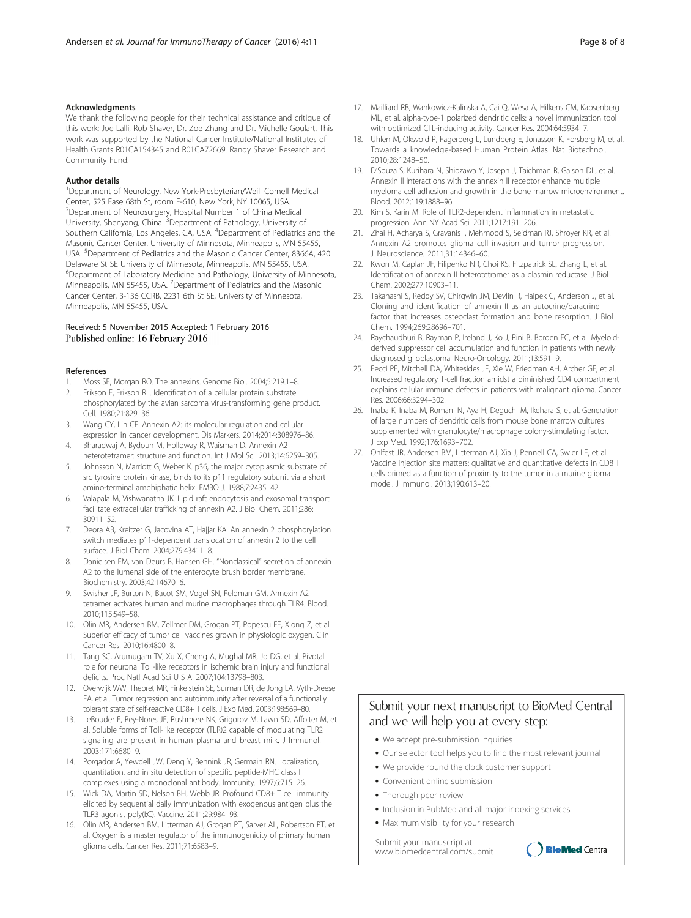### Acknowledgments

We thank the following people for their technical assistance and critique of this work: Joe Lalli, Rob Shaver, Dr. Zoe Zhang and Dr. Michelle Goulart. This work was supported by the National Cancer Institute/National Institutes of Health Grants R01CA154345 and R01CA72669. Randy Shaver Research and Community Fund.

### Author details

[1]Department of Neurology, New York-Presbyterian/Weill Cornell Medical Center, 525 Ease 68th St, room F-610, New York, NY 10065, USA. [2]Department of Neurosurgery, Hospital Number 1 of China Medical University, Shenyang, China. [3]Department of Pathology, University of Southern California, Los Angeles, CA, USA. [4]Department of Pediatrics and the Masonic Cancer Center, University of Minnesota, Minneapolis, MN 55455, USA. [5]Department of Pediatrics and the Masonic Cancer Center, 8366A, 420 Delaware St SE University of Minnesota, Minneapolis, MN 55455, USA. [6]Department of Laboratory Medicine and Pathology, University of Minnesota, Minneapolis, MN 55455, USA. [7]Department of Pediatrics and the Masonic Cancer Center, 3-136 CCRB, 2231 6th St SE, University of Minnesota, Minneapolis, MN 55455, USA.

Received: 5 November 2015 Accepted: 1 February 2016
Published online: 16 February 2016

### References

1. Moss SE, Morgan RO. The annexins. Genome Biol. 2004;5:219.1–8.
2. Erikson E, Erikson RL. Identification of a cellular protein substrate phosphorylated by the avian sarcoma virus-transforming gene product. Cell. 1980;21:829–36.
3. Wang CY, Lin CF. Annexin A2: its molecular regulation and cellular expression in cancer development. Dis Markers. 2014;2014:308976–86.
4. Bharadwaj A, Bydoun M, Holloway R, Waisman D. Annexin A2 heterotetramer: structure and function. Int J Mol Sci. 2013;14:6259–305.
5. Johnsson N, Marriott G, Weber K. p36, the major cytoplasmic substrate of src tyrosine protein kinase, binds to its p11 regulatory subunit via a short amino-terminal amphiphatic helix. EMBO J. 1988;7:2435–42.
6. Valapala M, Vishwanatha JK. Lipid raft endocytosis and exosomal transport facilitate extracellular trafficking of annexin A2. J Biol Chem. 2011;286: 30911–52.
7. Deora AB, Kreitzer G, Jacovina AT, Hajjar KA. An annexin 2 phosphorylation switch mediates p11-dependent translocation of annexin 2 to the cell surface. J Biol Chem. 2004;279:43411–8.
8. Danielsen EM, van Deurs B, Hansen GH. "Nonclassical" secretion of annexin A2 to the lumenal side of the enterocyte brush border membrane. Biochemistry. 2003;42:14670–6.
9. Swisher JF, Burton N, Bacot SM, Vogel SN, Feldman GM. Annexin A2 tetramer activates human and murine macrophages through TLR4. Blood. 2010;115:549–58.
10. Olin MR, Andersen BM, Zellmer DM, Grogan PT, Popescu FE, Xiong Z, et al. Superior efficacy of tumor cell vaccines grown in physiologic oxygen. Clin Cancer Res. 2010;16:4800–8.
11. Tang SC, Arumugam TV, Xu X, Cheng A, Mughal MR, Jo DG, et al. Pivotal role for neuronal Toll-like receptors in ischemic brain injury and functional deficits. Proc Natl Acad Sci U S A. 2007;104:13798–803.
12. Overwijk WW, Theoret MR, Finkelstein SE, Surman DR, de Jong LA, Vyth-Dreese FA, et al. Tumor regression and autoimmunity after reversal of a functionally tolerant state of self-reactive CD8+ T cells. J Exp Med. 2003;198:569–80.
13. LeBouder E, Rey-Nores JE, Rushmere NK, Grigorov M, Lawn SD, Affolter M, et al. Soluble forms of Toll-like receptor (TLR)2 capable of modulating TLR2 signaling are present in human plasma and breast milk. J Immunol. 2003;171:6680–9.
14. Porgador A, Yewdell JW, Deng Y, Bennink JR, Germain RN. Localization, quantitation, and in situ detection of specific peptide-MHC class I complexes using a monoclonal antibody. Immunity. 1997;6:715–26.
15. Wick DA, Martin SD, Nelson BH, Webb JR. Profound CD8+ T cell immunity elicited by sequential daily immunization with exogenous antigen plus the TLR3 agonist poly(I:C). Vaccine. 2011;29:984–93.
16. Olin MR, Andersen BM, Litterman AJ, Grogan PT, Sarver AL, Robertson PT, et al. Oxygen is a master regulator of the immunogenicity of primary human glioma cells. Cancer Res. 2011;71:6583–9.
17. Mailliard RB, Wankowicz-Kalinska A, Cai Q, Wesa A, Hilkens CM, Kapsenberg ML, et al. alpha-type-1 polarized dendritic cells: a novel immunization tool with optimized CTL-inducing activity. Cancer Res. 2004;64:5934–7.
18. Uhlen M, Oksvold P, Fagerberg L, Lundberg E, Jonasson K, Forsberg M, et al. Towards a knowledge-based Human Protein Atlas. Nat Biotechnol. 2010;28:1248–50.
19. D'Souza S, Kurihara N, Shiozawa Y, Joseph J, Taichman R, Galson DL, et al. Annexin II interactions with the annexin II receptor enhance multiple myeloma cell adhesion and growth in the bone marrow microenvironment. Blood. 2012;119:1888–96.
20. Kim S, Karin M. Role of TLR2-dependent inflammation in metastatic progression. Ann NY Acad Sci. 2011;1217:191–206.
21. Zhai H, Acharya S, Gravanis I, Mehmood S, Seidman RJ, Shroyer KR, et al. Annexin A2 promotes glioma cell invasion and tumor progression. J Neuroscience. 2011;31:14346–60.
22. Kwon M, Caplan JF, Filipenko NR, Choi KS, Fitzpatrick SL, Zhang L, et al. Identification of annexin II heterotetramer as a plasmin reductase. J Biol Chem. 2002;277:10903–11.
23. Takahashi S, Reddy SV, Chirgwin JM, Devlin R, Haipek C, Anderson J, et al. Cloning and identification of annexin II as an autocrine/paracrine factor that increases osteoclast formation and bone resorption. J Biol Chem. 1994;269:28696–701.
24. Raychaudhuri B, Rayman P, Ireland J, Ko J, Rini B, Borden EC, et al. Myeloid-derived suppressor cell accumulation and function in patients with newly diagnosed glioblastoma. Neuro-Oncology. 2011;13:591–9.
25. Fecci PE, Mitchell DA, Whitesides JF, Xie W, Friedman AH, Archer GE, et al. Increased regulatory T-cell fraction amidst a diminished CD4 compartment explains cellular immune defects in patients with malignant glioma. Cancer Res. 2006;66:3294–302.
26. Inaba K, Inaba M, Romani N, Aya H, Deguchi M, Ikehara S, et al. Generation of large numbers of dendritic cells from mouse bone marrow cultures supplemented with granulocyte/macrophage colony-stimulating factor. J Exp Med. 1992;176:1693–702.
27. Ohlfest JR, Andersen BM, Litterman AJ, Xia J, Pennell CA, Swier LE, et al. Vaccine injection site matters: qualitative and quantitative defects in CD8 T cells primed as a function of proximity to the tumor in a murine glioma model. J Immunol. 2013;190:613–20.

Submit your next manuscript to BioMed Central and we will help you at every step:

- We accept pre-submission inquiries
- Our selector tool helps you to find the most relevant journal
- We provide round the clock customer support
- Convenient online submission
- Thorough peer review
- Inclusion in PubMed and all major indexing services
- Maximum visibility for your research

Submit your manuscript at
www.biomedcentral.com/submit

BioMed Central